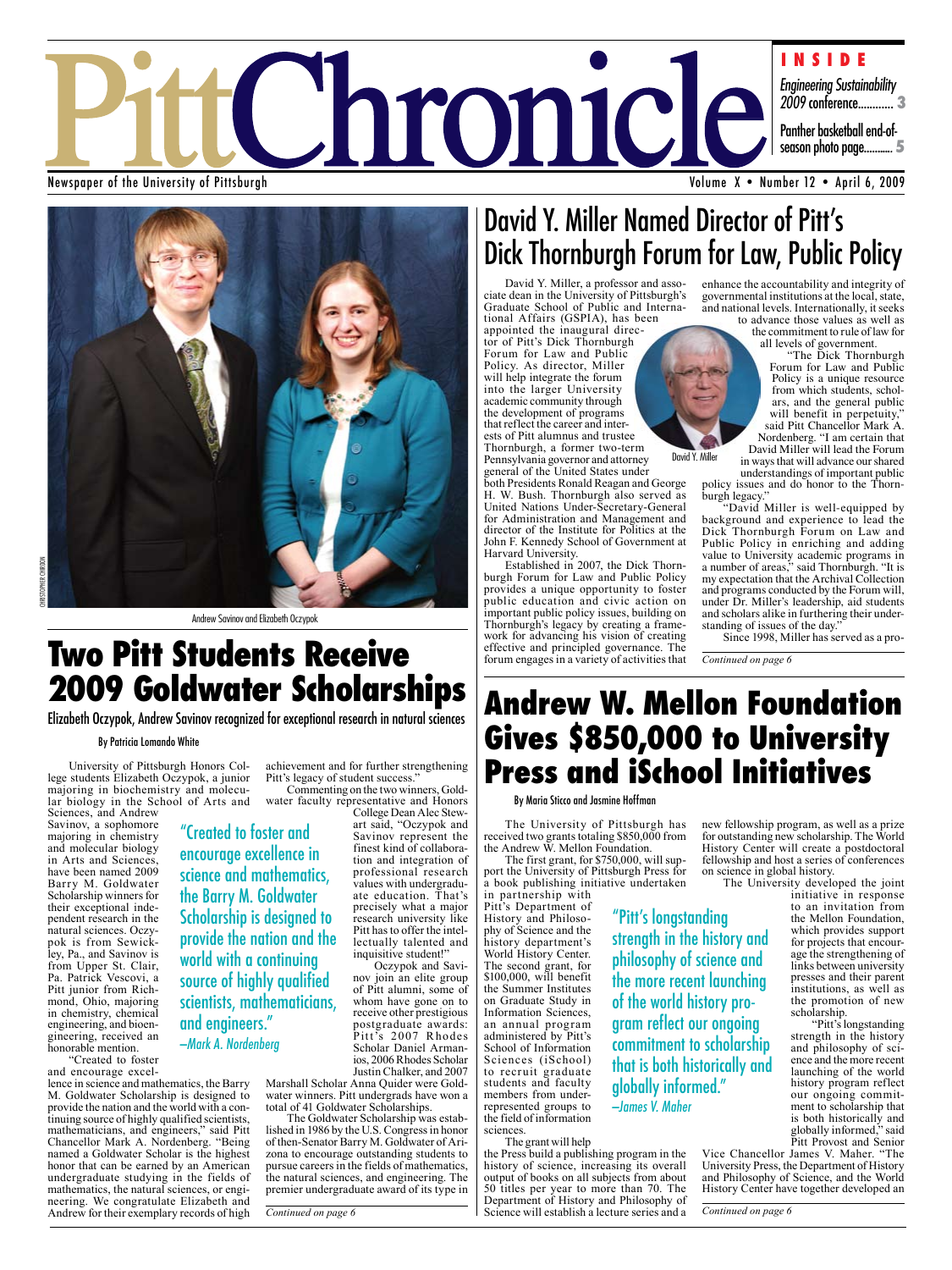# Pitt Chronicle

Newspaper of the University of Pittsburgh

**INSIDE**

*Engineering Sustainability 2009* conference............ 3

Panther basketball end-of-season photo page........... 5

Andrew Savinov and Elizabeth Oczypok

# Two Pitt Students Receive 2009 Goldwater Scholarships

## Elizabeth Oczypok, Andrew Savinov recognized for exceptional research in natural sciences

By Patricia Lomando White

University of Pittsburgh Honors College students Elizabeth Oczypok, a junior majoring in biochemistry and molecular biology in the School of Arts and Sciences, and Andrew Savinov, a sophomore majoring in chemistry and molecular biology in Arts and Sciences, have been named 2009 Barry M. Goldwater Scholarship winners for their exceptional independent research in the natural sciences. Oczypok is from Sewickley, Pa., and Savinov is from Upper St. Clair, Pa. Patrick Vescovi, a Pitt junior from Richmond, Ohio, majoring in chemistry, chemical engineering, and bioengineering, received an honorable mention.

> "Created to foster and encourage excellence in science and mathematics, the Barry M. Goldwater Scholarship is designed to provide the nation and the world with a continuing source of highly qualified scientists, mathematicians, and engineers."
> —Mark A. Nordenberg

"Created to foster and encourage excellence in science and mathematics, the Barry M. Goldwater Scholarship is designed to provide the nation and the world with a continuing source of highly qualified scientists, mathematicians, and engineers," said Pitt Chancellor Mark A. Nordenberg. "Being named a Goldwater Scholar is the highest honor that can be earned by an American undergraduate studying in the fields of mathematics, the natural sciences, or engineering. We congratulate Elizabeth and Andrew for their exemplary records of high achievement and for further strengthening Pitt's legacy of student success."

Commenting on the two winners, Goldwater faculty representative and Honors College Dean Alec Stewart said, "Oczypok and Savinov represent the finest kind of collaboration and integration of professional research values with undergraduate education. That's precisely what a major research university like Pitt has to offer the intellectually talented and inquisitive student!"

Oczypok and Savinov join an elite group of Pitt alumni, some of whom have gone on to receive other prestigious postgraduate awards: Pitt's 2007 Rhodes Scholar Daniel Armanios, 2006 Rhodes Scholar Justin Chalker, and 2007 Marshall Scholar Anna Quider were Goldwater winners. Pitt undergrads have won a total of 41 Goldwater Scholarships.

The Goldwater Scholarship was established in 1986 by the U.S. Congress in honor of then-Senator Barry M. Goldwater of Arizona to encourage outstanding students to pursue careers in the fields of mathematics, the natural sciences, and engineering. The premier undergraduate award of its type in

*Continued on page 6*

# David Y. Miller Named Director of Pitt's Dick Thornburgh Forum for Law, Public Policy

David Y. Miller, a professor and associate dean in the University of Pittsburgh's Graduate School of Public and International Affairs (GSPIA), has been appointed the inaugural director of Pitt's Dick Thornburgh Forum for Law and Public Policy. As director, Miller will help integrate the forum into the larger University academic community through the development of programs that reflect the career and interests of Pitt alumnus and trustee Thornburgh, a former two-term Pennsylvania governor and attorney general of the United States under both Presidents Ronald Reagan and George H. W. Bush. Thornburgh also served as United Nations Under-Secretary-General for Administration and Management and director of the Institute for Politics at the John F. Kennedy School of Government at Harvard University.

Established in 2007, the Dick Thornburgh Forum for Law and Public Policy provides a unique opportunity to foster public education and civic action on important public policy issues, building on Thornburgh's legacy by creating a framework for advancing his vision of creating effective and principled governance. The forum engages in a variety of activities that enhance the accountability and integrity of governmental institutions at the local, state, and national levels. Internationally, it seeks to advance those values as well as the commitment to rule of law for all levels of government.

David Y. Miller

"The Dick Thornburgh Forum for Law and Public Policy is a unique resource from which students, scholars, and the general public will benefit in perpetuity," said Pitt Chancellor Mark A. Nordenberg. "I am certain that David Miller will lead the Forum in ways that will advance our shared understandings of important public policy issues and do honor to the Thornburgh legacy."

"David Miller is well-equipped by background and experience to lead the Dick Thornburgh Forum on Law and Public Policy in enriching and adding value to University academic programs in a number of areas," said Thornburgh. "It is my expectation that the Archival Collection and programs conducted by the Forum will, under Dr. Miller's leadership, aid students and scholars alike in furthering their understanding of issues of the day."

Since 1998, Miller has served as a pro-

*Continued on page 6*

# Andrew W. Mellon Foundation Gives $850,000 to University Press and iSchool Initiatives

By Maria Sticco and Jasmine Hoffman

The University of Pittsburgh has received two grants totaling $850,000 from the Andrew W. Mellon Foundation.

The first grant, for $750,000, will support the University of Pittsburgh Press for a book publishing initiative undertaken in partnership with Pitt's Department of History and Philosophy of Science and the history department's World History Center. The second grant, for $100,000, will benefit the Summer Institutes on Graduate Study in Information Sciences, an annual program administered by Pitt's School of Information Sciences (iSchool) to recruit graduate students and faculty members from underrepresented groups to the field of information sciences.

> "Pitt's longstanding strength in the history and philosophy of science and the more recent launching of the world history program reflect our ongoing commitment to scholarship that is both historically and globally informed."
> —James V. Maher

The grant will help the Press build a publishing program in the history of science, increasing its overall output of books on all subjects from about 50 titles per year to more than 70. The Department of History and Philosophy of Science will establish a lecture series and a new fellowship program, as well as a prize for outstanding new scholarship. The World History Center will create a postdoctoral fellowship and host a series of conferences on science in global history.

The University developed the joint initiative in response to an invitation from the Mellon Foundation, which provides support for projects that encourage the strengthening of links between university presses and their parent institutions, as well as the promotion of new scholarship.

"Pitt's longstanding strength in the history and philosophy of science and the more recent launching of the world history program reflect our ongoing commitment to scholarship that is both historically and globally informed," said Pitt Provost and Senior Vice Chancellor James V. Maher. "The University Press, the Department of History and Philosophy of Science, and the World History Center have together developed an

*Continued on page 6*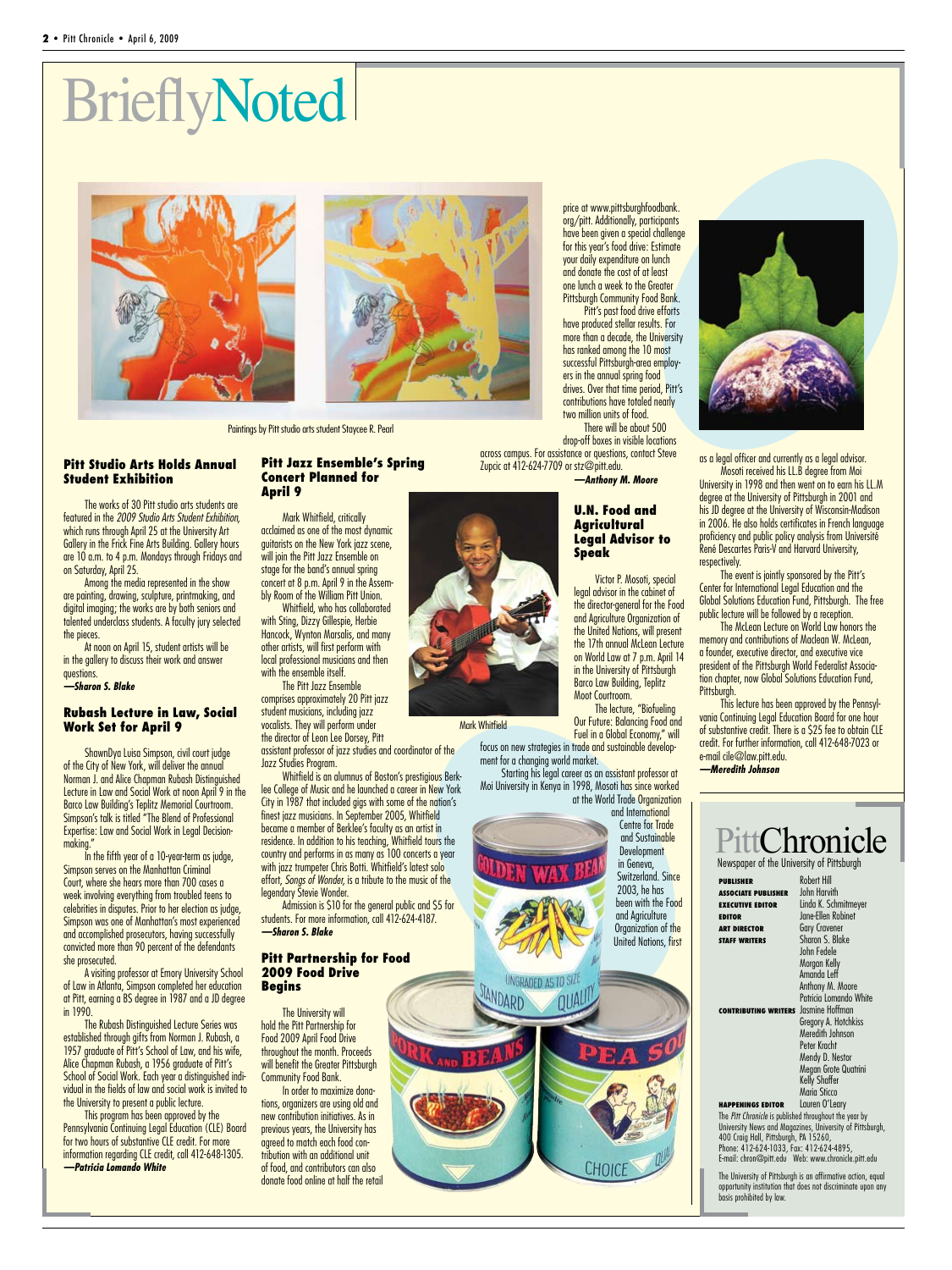# BrieflyNoted

Paintings by Pitt studio arts student Staycee R. Pearl

### Pitt Studio Arts Holds Annual Student Exhibition

The works of 30 Pitt studio arts students are featured in the *2009 Studio Arts Student Exhibition,* which runs through April 25 at the University Art Gallery in the Frick Fine Arts Building. Gallery hours are 10 a.m. to 4 p.m. Mondays through Fridays and on Saturday, April 25.

Among the media represented in the show are painting, drawing, sculpture, printmaking, and digital imaging; the works are by both seniors and talented underclass students. A faculty jury selected the pieces.

At noon on April 15, student artists will be in the gallery to discuss their work and answer questions.

***—Sharon S. Blake***

### Rubash Lecture in Law, Social Work Set for April 9

ShawnDya Luisa Simpson, civil court judge of the City of New York, will deliver the annual Norman J. and Alice Chapman Rubash Distinguished Lecture in Law and Social Work at noon April 9 in the Barco Law Building's Teplitz Memorial Courtroom. Simpson's talk is titled "The Blend of Professional Expertise: Law and Social Work in Legal Decision-making."

In the fifth year of a 10-year-term as judge, Simpson serves on the Manhattan Criminal Court, where she hears more than 700 cases a week involving everything from troubled teens to celebrities in disputes. Prior to her election as judge, Simpson was one of Manhattan's most experienced and accomplished prosecutors, having successfully convicted more than 90 percent of the defendants she prosecuted.

A visiting professor at Emory University School of Law in Atlanta, Simpson completed her education at Pitt, earning a BS degree in 1987 and a JD degree in 1990.

The Rubash Distinguished Lecture Series was established through gifts from Norman J. Rubash, a 1957 graduate of Pitt's School of Law, and his wife, Alice Chapman Rubash, a 1956 graduate of Pitt's School of Social Work. Each year a distinguished individual in the fields of law and social work is invited to the University to present a public lecture.

This program has been approved by the Pennsylvania Continuing Legal Education (CLE) Board for two hours of substantive CLE credit. For more information regarding CLE credit, call 412-648-1305.

***—Patricia Lomando White***

### Pitt Jazz Ensemble's Spring Concert Planned for April 9

Mark Whitfield, critically acclaimed as one of the most dynamic guitarists on the New York jazz scene, will join the Pitt Jazz Ensemble on stage for the band's annual spring concert at 8 p.m. April 9 in the Assembly Room of the William Pitt Union.

Whitfield, who has collaborated with Sting, Dizzy Gillespie, Herbie Hancock, Wynton Marsalis, and many other artists, will first perform with local professional musicians and then with the ensemble itself.

The Pitt Jazz Ensemble comprises approximately 20 Pitt jazz student musicians, including jazz vocalists. They will perform under the director of Leon Lee Dorsey, Pitt assistant professor of jazz studies and coordinator of the Jazz Studies Program.

Mark Whitfield

Whitfield is an alumnus of Boston's prestigious Berklee College of Music and he launched a career in New York City in 1987 that included gigs with some of the nation's finest jazz musicians. In September 2005, Whitfield became a member of Berklee's faculty as an artist in residence. In addition to his teaching, Whitfield tours the country and performs in as many as 100 concerts a year with jazz trumpeter Chris Botti. Whitfield's latest solo effort, *Songs of Wonder,* is a tribute to the music of the legendary Stevie Wonder.

Admission is $10 for the general public and $5 for students. For more information, call 412-624-4187.

***—Sharon S. Blake***

### Pitt Partnership for Food 2009 Food Drive Begins

The University will hold the Pitt Partnership for Food 2009 April Food Drive throughout the month. Proceeds will benefit the Greater Pittsburgh Community Food Bank.

In order to maximize donations, organizers are using old and new contribution initiatives. As in previous years, the University has agreed to match each food contribution with an additional unit of food, and contributors can also donate food online at half the retail price at www.pittsburghfoodbank.org/pitt. Additionally, participants have been given a special challenge for this year's food drive: Estimate your daily expenditure on lunch and donate the cost of at least one lunch a week to the Greater Pittsburgh Community Food Bank.

Pitt's past food drive efforts have produced stellar results. For more than a decade, the University has ranked among the 10 most successful Pittsburgh-area employers in the annual spring food drives. Over that time period, Pitt's contributions have totaled nearly two million units of food.

There will be about 500 drop-off boxes in visible locations across campus. For assistance or questions, contact Steve Zupcic at 412-624-7709 or stz@pitt.edu.

***—Anthony M. Moore***

### U.N. Food and Agricultural Legal Advisor to Speak

Victor P. Mosoti, special legal advisor in the cabinet of the director-general for the Food and Agriculture Organization of the United Nations, will present the 17th annual McLean Lecture on World Law at 7 p.m. April 14 in the University of Pittsburgh Barco Law Building, Teplitz Moot Courtroom.

The lecture, "Biofueling Our Future: Balancing Food and Fuel in a Global Economy," will focus on new strategies in trade and sustainable development for a changing world market.

Starting his legal career as an assistant professor at Moi University in Kenya in 1998, Mosoti has since worked at the World Trade Organization and International Centre for Trade and Sustainable Development in Geneva, Switzerland. Since 2003, he has been with the Food and Agriculture Organization of the United Nations, first as a legal officer and currently as a legal advisor.

Mosoti received his LL.B degree from Moi University in 1998 and then went on to earn his LL.M degree at the University of Pittsburgh in 2001 and his JD degree at the University of Wisconsin-Madison in 2006. He also holds certificates in French language proficiency and public policy analysis from Université René Descartes Paris-V and Harvard University, respectively.

The event is jointly sponsored by the Pitt's Center for International Legal Education and the Global Solutions Education Fund, Pittsburgh. The free public lecture will be followed by a reception.

The McLean Lecture on World Law honors the memory and contributions of Maclean W. McLean, a founder, executive director, and executive vice president of the Pittsburgh World Federalist Association chapter, now Global Solutions Education Fund, Pittsburgh.

This lecture has been approved by the Pennsylvania Continuing Legal Education Board for one hour of substantive credit. There is a $25 fee to obtain CLE credit. For further information, call 412-648-7023 or e-mail cile@law.pitt.edu.

***—Meredith Johnson***

## PittChronicle

Newspaper of the University of Pittsburgh

| | |
|---|---|
| **PUBLISHER** | Robert Hill |
| **ASSOCIATE PUBLISHER** | John Harvith |
| **EXECUTIVE EDITOR** | Linda K. Schmitmeyer |
| **EDITOR** | Jane-Ellen Robinet |
| **ART DIRECTOR** | Gary Cravener |
| **STAFF WRITERS** | Sharon S. Blake, John Fedele, Morgan Kelly, Amanda Leff, Anthony M. Moore, Patricia Lomando White |
| **CONTRIBUTING WRITERS** | Jasmine Hoffman, Gregory A. Hotchkiss, Meredith Johnson, Peter Kracht, Mendy D. Nestor, Megan Grote Quatrini, Kelly Shaffer, Maria Sticco |
| **HAPPENINGS EDITOR** | Lauren O'Leary |

The *Pitt Chronicle* is published throughout the year by University News and Magazines, University of Pittsburgh, 400 Craig Hall, Pittsburgh, PA 15260. Phone: 412-624-1033, Fax: 412-624-4895, E-mail: chron@pitt.edu Web: www.chronicle.pitt.edu

The University of Pittsburgh is an affirmative action, equal opportunity institution that does not discriminate upon any basis prohibited by law.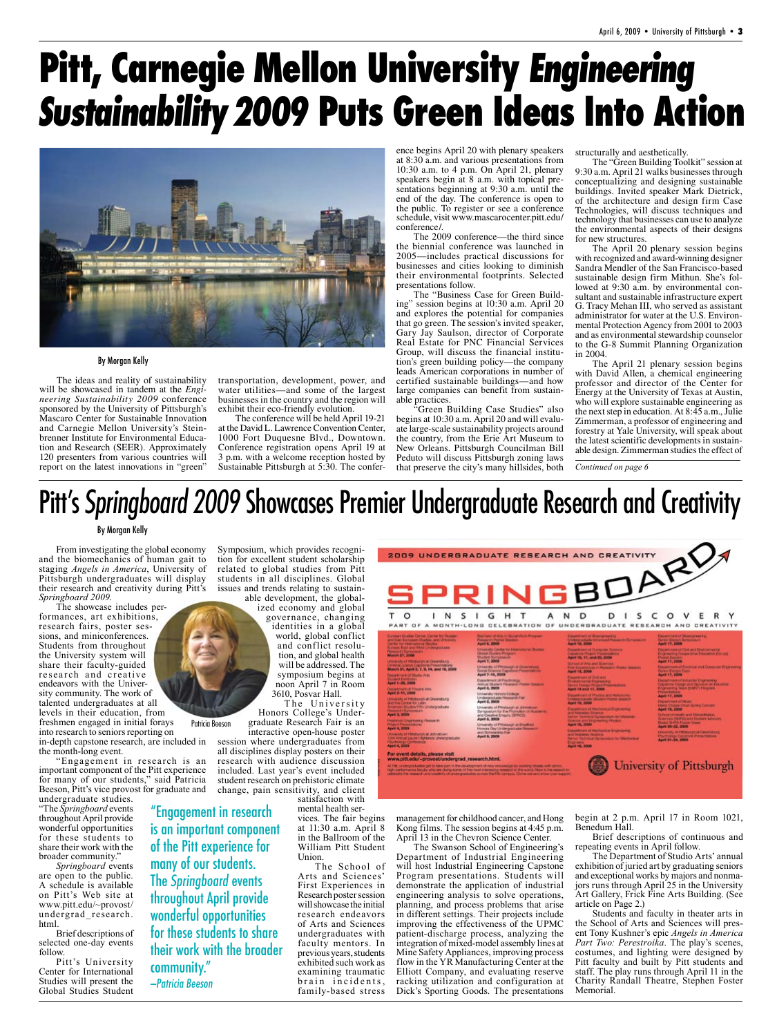# Pitt, Carnegie Mellon University *Engineering Sustainability 2009* Puts Green Ideas Into Action

By Morgan Kelly

The ideas and reality of sustainability will be showcased in tandem at the *Engineering Sustainability 2009* conference sponsored by the University of Pittsburgh's Mascaro Center for Sustainable Innovation and Carnegie Mellon University's Steinbrenner Institute for Environmental Education and Research (SEER). Approximately 120 presenters from various countries will report on the latest innovations in "green" transportation, development, power, and water utilities—and some of the largest businesses in the country and the region will exhibit their eco-friendly evolution.

The conference will be held April 19-21 at the David L. Lawrence Convention Center, 1000 Fort Duquesne Blvd., Downtown. Conference registration opens April 19 at 3 p.m. with a welcome reception hosted by Sustainable Pittsburgh at 5:30. The conference begins April 20 with plenary speakers at 8:30 a.m. and various presentations from 10:30 a.m. to 4 p.m. On April 21, plenary speakers begin at 8 a.m. with topical presentations beginning at 9:30 a.m. until the end of the day. The conference is open to the public. To register or see a conference schedule, visit www.mascarocenter.pitt.edu/conference/.

The 2009 conference—the third since the biennial conference was launched in 2005—includes practical discussions for businesses and cities looking to diminish their environmental footprints. Selected presentations follow.

The "Business Case for Green Building" session begins at 10:30 a.m. April 20 and explores the potential for companies that go green. The session's invited speaker, Gary Jay Saulson, director of Corporate Real Estate for PNC Financial Services Group, will discuss the financial institution's green building policy—the company leads American corporations in number of certified sustainable buildings—and how large companies can benefit from sustainable practices.

"Green Building Case Studies" also begins at 10:30 a.m. April 20 and will evaluate large-scale sustainability projects around the country, from the Erie Art Museum to New Orleans. Pittsburgh Councilman Bill Peduto will discuss Pittsburgh zoning laws that preserve the city's many hillsides, both structurally and aesthetically.

The "Green Building Toolkit" session at 9:30 a.m. April 21 walks businesses through conceptualizing and designing sustainable buildings. Invited speaker Mark Dietrick, of the architecture and design firm Case Technologies, will discuss techniques and technology that businesses can use to analyze the environmental aspects of their designs for new structures.

The April 20 plenary session begins with recognized and award-winning designer Sandra Mendler of the San Francisco-based sustainable design firm Mithun. She's followed at 9:30 a.m. by environmental consultant and sustainable infrastructure expert G. Tracy Mehan III, who served as assistant administrator for water at the U.S. Environmental Protection Agency from 2001 to 2003 and as environmental stewardship counselor to the G-8 Summit Planning Organization in 2004.

The April 21 plenary session begins with David Allen, a chemical engineering professor and director of the Center for Energy at the University of Texas at Austin, who will explore sustainable engineering as the next step in education. At 8:45 a.m., Julie Zimmerman, a professor of engineering and forestry at Yale University, will speak about the latest scientific developments in sustainable design. Zimmerman studies the effect of

*Continued on page 6*

# Pitt's *Springboard 2009* Showcases Premier Undergraduate Research and Creativity

By Morgan Kelly

From investigating the global economy and the biomechanics of human gait to staging *Angels in America*, University of Pittsburgh undergraduates will display their research and creativity during Pitt's *Springboard 2009*.

The showcase includes performances, art exhibitions, research fairs, poster sessions, and miniconferences. Students from throughout the University system will share their faculty-guided research and creative endeavors with the University community. The work of talented undergraduates at all levels in their education, from freshmen engaged in initial forays into research to seniors reporting on in-depth capstone research, are included in the month-long event.

Patricia Beeson

"Engagement in research is an important component of the Pitt experience for many of our students," said Patricia Beeson, Pitt's vice provost for graduate and undergraduate studies. "The *Springboard* events throughout April provide wonderful opportunities for these students to share their work with the broader community."

> "Engagement in research is an important component of the Pitt experience for many of our students. The *Springboard* events throughout April provide wonderful opportunities for these students to share their work with the broader community."
> —Patricia Beeson

*Springboard* events are open to the public. A schedule is available on Pitt's Web site at www.pitt.edu/~provost/undergrad_research.html.

Brief descriptions of selected one-day events follow.

Pitt's University Center for International Studies will present the Global Studies Student Symposium, which provides recognition for excellent student scholarship related to global studies from Pitt students in all disciplines. Global issues and trends relating to sustainable development, the globalized economy and global governance, changing identities in a global world, global conflict and conflict resolution, and global health will be addressed. The symposium begins at noon April 7 in Room 3610, Posvar Hall.

The University Honors College's Undergraduate Research Fair is an interactive open-house poster session where undergraduates from all disciplines display posters on their research with audience discussion included. Last year's event included student research on prehistoric climate change, pain sensitivity, and client satisfaction with mental health services. The fair begins at 11:30 a.m. April 8 in the Ballroom of the William Pitt Student Union.

The School of Arts and Sciences' First Experiences in Research poster session will showcase the initial research endeavors of Arts and Sciences undergraduates with faculty mentors. In previous years, students exhibited such work as examining traumatic brain incidents, family-based stress management for childhood cancer, and Hong Kong films. The session begins at 4:45 p.m. April 13 in the Chevron Science Center.

The Swanson School of Engineering's Department of Industrial Engineering will host Industrial Engineering Capstone Program presentations. Students will demonstrate the application of industrial engineering analysis to solve operations, planning, and process problems that arise in different settings. Their projects include improving the effectiveness of the UPMC patient-discharge process, analyzing the integration of mixed-model assembly lines at Mine Safety Appliances, improving process flow in the YR Manufacturing Center at the Elliott Company, and evaluating reserve racking utilization and configuration at Dick's Sporting Goods. The presentations begin at 2 p.m. April 17 in Room 1021, Benedum Hall.

Brief descriptions of continuous and repeating events in April follow.

The Department of Studio Arts' annual exhibition of juried art by graduating seniors and exceptional works by majors and nonmajors runs through April 25 in the University Art Gallery, Frick Fine Arts Building. (See article on Page 2.)

Students and faculty in theater arts in the School of Arts and Sciences will present Tony Kushner's epic *Angels in America Part Two: Perestroika*. The play's scenes, costumes, and lighting were designed by Pitt faculty and built by Pitt students and staff. The play runs through April 11 in the Charity Randall Theatre, Stephen Foster Memorial.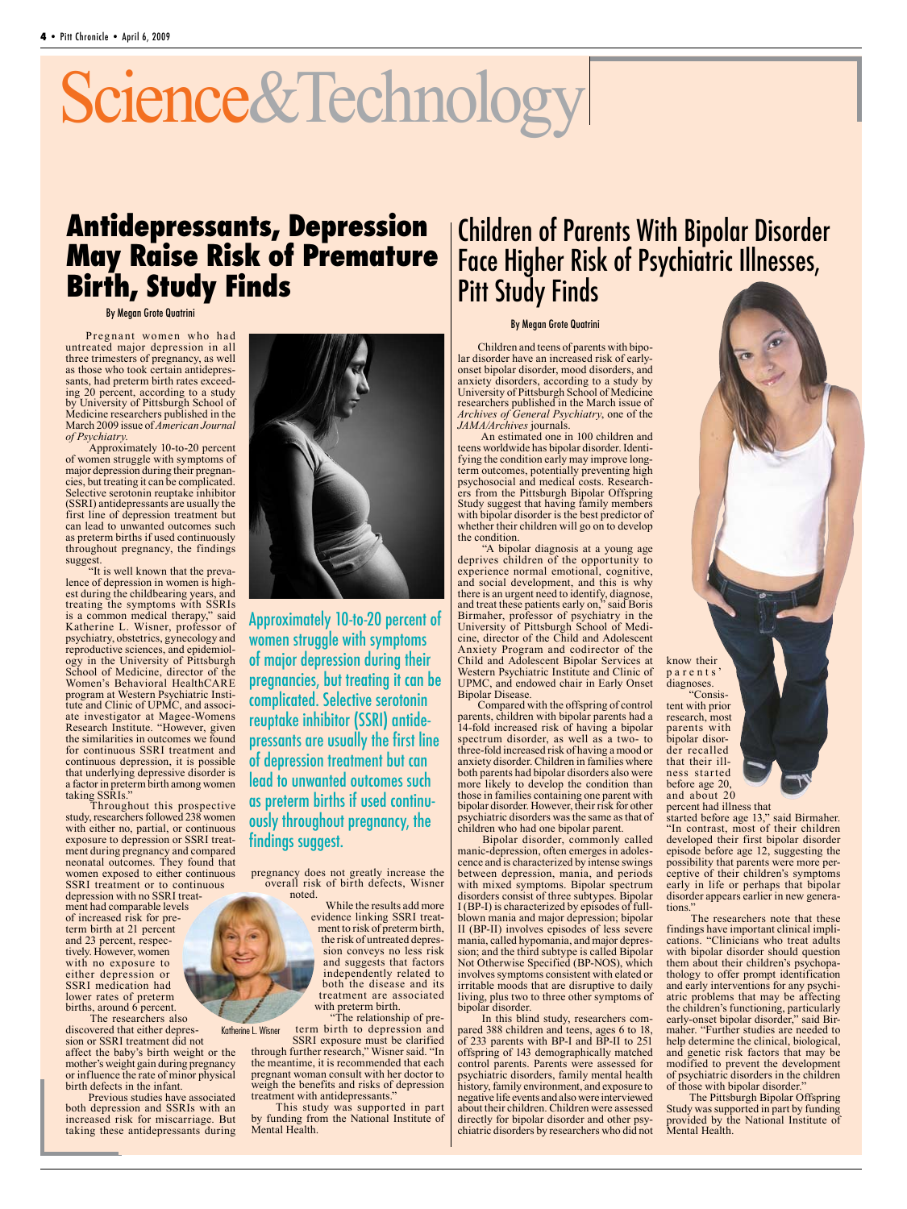# Science&Technology

## Antidepressants, Depression May Raise Risk of Premature Birth, Study Finds

By Megan Grote Quatrini

Pregnant women who had untreated major depression in all three trimesters of pregnancy, as well as those who took certain antidepressants, had preterm birth rates exceeding 20 percent, according to a study by University of Pittsburgh School of Medicine researchers published in the March 2009 issue of *American Journal of Psychiatry*.

Approximately 10-to-20 percent of women struggle with symptoms of major depression during their pregnancies, but treating it can be complicated. Selective serotonin reuptake inhibitor (SSRI) antidepressants are usually the first line of depression treatment but can lead to unwanted outcomes such as preterm births if used continuously throughout pregnancy, the findings suggest.

"It is well known that the prevalence of depression in women is highest during the childbearing years, and treating the symptoms with SSRIs is a common medical therapy," said Katherine L. Wisner, professor of psychiatry, obstetrics, gynecology and reproductive sciences, and epidemiology in the University of Pittsburgh School of Medicine, director of the Women's Behavioral HealthCARE program at Western Psychiatric Institute and Clinic of UPMC, and associate investigator at Magee-Womens Research Institute. "However, given the similarities in outcomes we found for continuous SSRI treatment and continuous depression, it is possible that underlying depressive disorder is a factor in preterm birth among women taking SSRIs."

Throughout this prospective study, researchers followed 238 women with either no, partial, or continuous exposure to depression or SSRI treatment during pregnancy and compared neonatal outcomes. They found that women exposed to either continuous SSRI treatment or to continuous depression with no SSRI treatment had comparable levels of increased risk for preterm birth at 21 percent and 23 percent, respectively. However, women with no exposure to either depression or SSRI medication had lower rates of preterm births, around 6 percent.

The researchers also discovered that either depression or SSRI treatment did not affect the baby's birth weight or the mother's weight gain during pregnancy or influence the rate of minor physical birth defects in the infant.

Previous studies have associated both depression and SSRIs with an increased risk for miscarriage. But taking these antidepressants during pregnancy does not greatly increase the overall risk of birth defects, Wisner noted.

Approximately 10-to-20 percent of women struggle with symptoms of major depression during their pregnancies, but treating it can be complicated. Selective serotonin reuptake inhibitor (SSRI) antidepressants are usually the first line of depression treatment but can lead to unwanted outcomes such as preterm births if used continuously throughout pregnancy, the findings suggest.

Katherine L. Wisner

While the results add more evidence linking SSRI treatment to risk of preterm birth, the risk of untreated depression conveys no less risk and suggests that factors independently related to both the disease and its treatment are associated with preterm birth.

"The relationship of preterm birth to depression and SSRI exposure must be clarified through further research," Wisner said. "In the meantime, it is recommended that each pregnant woman consult with her doctor to weigh the benefits and risks of depression treatment with antidepressants."

This study was supported in part by funding from the National Institute of Mental Health.

## Children of Parents With Bipolar Disorder Face Higher Risk of Psychiatric Illnesses, Pitt Study Finds

By Megan Grote Quatrini

Children and teens of parents with bipolar disorder have an increased risk of early-onset bipolar disorder, mood disorders, and anxiety disorders, according to a study by University of Pittsburgh School of Medicine researchers published in the March issue of *Archives of General Psychiatry*, one of the *JAMA/Archives* journals.

An estimated one in 100 children and teens worldwide has bipolar disorder. Identifying the condition early may improve long-term outcomes, potentially preventing high psychosocial and medical costs. Researchers from the Pittsburgh Bipolar Offspring Study suggest that having family members with bipolar disorder is the best predictor of whether their children will go on to develop the condition.

"A bipolar diagnosis at a young age deprives children of the opportunity to experience normal emotional, cognitive, and social development, and this is why there is an urgent need to identify, diagnose, and treat these patients early on," said Boris Birmaher, professor of psychiatry in the University of Pittsburgh School of Medicine, director of the Child and Adolescent Anxiety Program and codirector of the Child and Adolescent Bipolar Services at Western Psychiatric Institute and Clinic of UPMC, and endowed chair in Early Onset Bipolar Disease.

Compared with the offspring of control parents, children with bipolar parents had a 14-fold increased risk of having a bipolar spectrum disorder, as well as a two- to three-fold increased risk of having a mood or anxiety disorder. Children in families where both parents had bipolar disorders also were more likely to develop the condition than those in families containing one parent with bipolar disorder. However, their risk for other psychiatric disorders was the same as that of children who had one bipolar parent.

Bipolar disorder, commonly called manic-depression, often emerges in adolescence and is characterized by intense swings between depression, mania, and periods with mixed symptoms. Bipolar spectrum disorders consist of three subtypes. Bipolar I (BP-I) is characterized by episodes of full-blown mania and major depression; bipolar II (BP-II) involves episodes of less severe mania, called hypomania, and major depression; and the third subtype is called Bipolar Not Otherwise Specified (BP-NOS), which involves symptoms consistent with elated or irritable moods that are disruptive to daily living, plus two to three other symptoms of bipolar disorder.

In this blind study, researchers compared 388 children and teens, ages 6 to 18, of 233 parents with BP-I and BP-II to 251 offspring of 143 demographically matched control parents. Parents were assessed for psychiatric disorders, family mental health history, family environment, and exposure to negative life events and also were interviewed about their children. Children were assessed directly for bipolar disorder and other psychiatric disorders by researchers who did not know their parents' diagnoses.

"Consistent with prior research, most parents with bipolar disorder recalled that their illness started before age 20, and about 20 percent had illness that started before age 13," said Birmaher. "In contrast, most of their children developed their first bipolar disorder episode before age 12, suggesting the possibility that parents were more perceptive of their children's symptoms early in life or perhaps that bipolar disorder appears earlier in new generations."

The researchers note that these findings have important clinical implications. "Clinicians who treat adults with bipolar disorder should question them about their children's psychopathology to offer prompt identification and early interventions for any psychiatric problems that may be affecting the children's functioning, particularly early-onset bipolar disorder," said Birmaher. "Further studies are needed to help determine the clinical, biological, and genetic risk factors that may be modified to prevent the development of psychiatric disorders in the children of those with bipolar disorder."

The Pittsburgh Bipolar Offspring Study was supported in part by funding provided by the National Institute of Mental Health.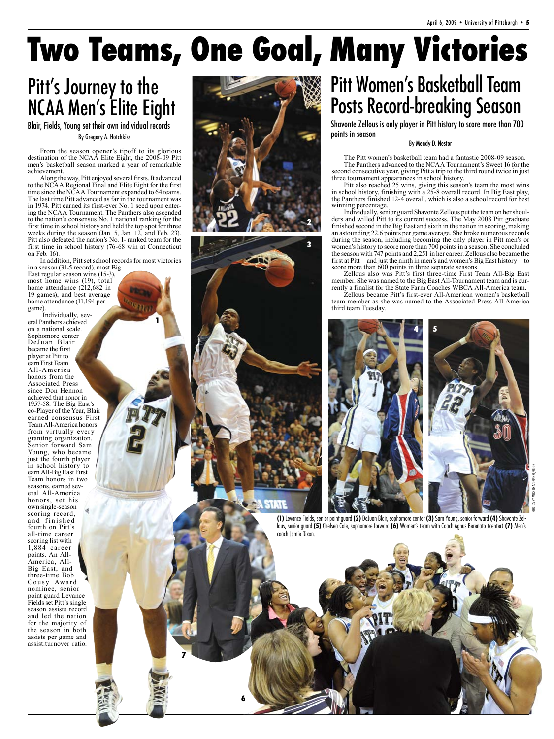# Two Teams, One Goal, Many Victories

## Pitt's Journey to the NCAA Men's Elite Eight

### Blair, Fields, Young set their own individual records

By Gregory A. Hotchkiss

From the season opener's tipoff to its glorious destination of the NCAA Elite Eight, the 2008-09 Pitt men's basketball season marked a year of remarkable achievement.

Along the way, Pitt enjoyed several firsts. It advanced to the NCAA Regional Final and Elite Eight for the first time since the NCAA Tournament expanded to 64 teams. The last time Pitt advanced as far in the tournament was in 1974. Pitt earned its first-ever No. 1 seed upon entering the NCAA Tournament. The Panthers also ascended to the nation's consensus No. 1 national ranking for the first time in school history and held the top spot for three weeks during the season (Jan. 5, Jan. 12, and Feb. 23). Pitt also defeated the nation's No. 1- ranked team for the first time in school history (76-68 win at Connecticut on Feb. 16).

In addition, Pitt set school records for most victories in a season (31-5 record), most Big East regular season wins (15-3), most home wins (19), total home attendance (212,682 in 19 games), and best average home attendance (11,194 per game).

Individually, several Panthers achieved on a national scale. Sophomore center DeJuan Blair became the first player at Pitt to earn First Team All-America honors from the Associated Press since Don Hennon achieved that honor in 1957-58. The Big East's co-Player of the Year, Blair earned consensus First Team All-America honors from virtually every granting organization. Senior forward Sam Young, who became just the fourth player in school history to earn All-Big East First Team honors in two seasons, earned several All-America honors, set his own single-season scoring record, and finished fourth on Pitt's all-time career scoring list with 1,884 career points. An All-America, All-Big East, and three-time Bob Cousy Award nominee, senior point guard Levance Fields set Pitt's single season assists record and led the nation for the majority of the season in both assists per game and assist:turnover ratio.

## Pitt Women's Basketball Team Posts Record-breaking Season

### Shavonte Zellous is only player in Pitt history to score more than 700 points in season

By Mendy D. Nestor

The Pitt women's basketball team had a fantastic 2008-09 season.

The Panthers advanced to the NCAA Tournament's Sweet 16 for the second consecutive year, giving Pitt a trip to the third round twice in just three tournament appearances in school history.

Pitt also reached 25 wins, giving this season's team the most wins in school history, finishing with a 25-8 overall record. In Big East play, the Panthers finished 12-4 overall, which is also a school record for best winning percentage.

Individually, senior guard Shavonte Zellous put the team on her shoulders and willed Pitt to its current success. The May 2008 Pitt graduate finished second in the Big East and sixth in the nation in scoring, making an astounding 22.6 points per game average. She broke numerous records during the season, including becoming the only player in Pitt men's or women's history to score more than 700 points in a season. She concluded the season with 747 points and 2,251 in her career. Zellous also became the first at Pitt—and just the ninth in men's and women's Big East history—to score more than 600 points in three separate seasons.

Zellous also was Pitt's first three-time First Team All-Big East member. She was named to the Big East All-Tournament team and is currently a finalist for the State Farm Coaches WBCA All-America team.

Zellous became Pitt's first-ever All-American women's basketball team member as she was named to the Associated Press All-America third team Tuesday.

**(1)** Levance Fields, senior point guard **(2)** DeJuan Blair, sophomore center **(3)** Sam Young, senior forward **(4)** Shavonte Zellous, senior guard **(5)** Chelsea Cole, sophomore forward **(6)** Women's team with Coach Agnus Berenato (center) **(7)** Men's coach Jamie Dixon.

PHOTOS BY MIKE DRAZDZINSKI/CIDDE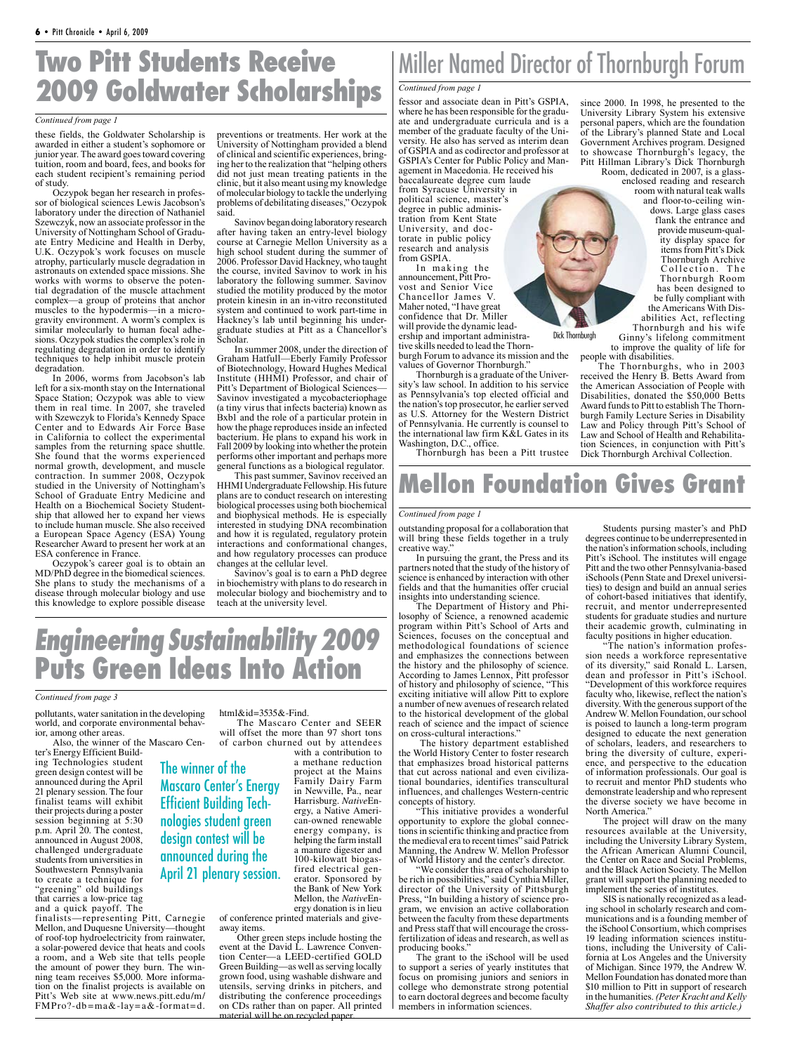# Two Pitt Students Receive 2009 Goldwater Scholarships

*Continued from page 1*

these fields, the Goldwater Scholarship is awarded in either a student's sophomore or junior year. The award goes toward covering tuition, room and board, fees, and books for each student recipient's remaining period of study.

Oczypok began her research in professor of biological sciences Lewis Jacobson's laboratory under the direction of Nathaniel Szewczyk, now an associate professor in the University of Nottingham School of Graduate Entry Medicine and Health in Derby, U.K. Oczypok's work focuses on muscle atrophy, particularly muscle degradation in astronauts on extended space missions. She works with worms to observe the potential degradation of the muscle attachment complex—a group of proteins that anchor muscles to the hypodermis—in a microgravity environment. A worm's complex is similar molecularly to human focal adhesions. Oczypok studies the complex's role in regulating degradation in order to identify techniques to help inhibit muscle protein degradation.

In 2006, worms from Jacobson's lab left for a six-month stay on the International Space Station; Oczypok was able to view them in real time. In 2007, she traveled with Szewczyk to Florida's Kennedy Space Center and to Edwards Air Force Base in California to collect the experimental samples from the returning space shuttle. She found that the worms experienced normal growth, development, and muscle contraction. In summer 2008, Oczypok studied in the University of Nottingham's School of Graduate Entry Medicine and Health on a Biochemical Society Studentship that allowed her to expand her views to include human muscle. She also received a European Space Agency (ESA) Young Researcher Award to present her work at an ESA conference in France.

Oczypok's career goal is to obtain an MD/PhD degree in the biomedical sciences. She plans to study the mechanisms of a disease through molecular biology and use this knowledge to explore possible disease preventions or treatments. Her work at the University of Nottingham provided a blend of clinical and scientific experiences, bringing her to the realization that "helping others did not just mean treating patients in the clinic, but it also meant using my knowledge of molecular biology to tackle the underlying problems of debilitating diseases," Oczypok said.

Savinov began doing laboratory research after having taken an entry-level biology course at Carnegie Mellon University as a high school student during the summer of 2006. Professor David Hackney, who taught the course, invited Savinov to work in his laboratory the following summer. Savinov studied the motility produced by the motor protein kinesin in an in-vitro reconstituted system and continued to work part-time in Hackney's lab until beginning his undergraduate studies at Pitt as a Chancellor's Scholar.

In summer 2008, under the direction of Graham Hatfull—Eberly Family Professor of Biotechnology, Howard Hughes Medical Institute (HHMI) Professor, and chair of Pitt's Department of Biological Sciences—Savinov investigated a mycobacteriophage (a tiny virus that infects bacteria) known as Bxb1 and the role of a particular protein in how the phage reproduces inside an infected bacterium. He plans to expand his work in Fall 2009 by looking into whether the protein performs other important and perhaps more general functions as a biological regulator.

This past summer, Savinov received an HHMI Undergraduate Fellowship. His future plans are to conduct research on interesting biological processes using both biochemical and biophysical methods. He is especially interested in studying DNA recombination and how it is regulated, regulatory protein interactions and conformational changes, and how regulatory processes can produce changes at the cellular level.

Savinov's goal is to earn a PhD degree in biochemistry with plans to do research in molecular biology and biochemistry and to teach at the university level.

# Miller Named Director of Thornburgh Forum

*Continued from page 1*

fessor and associate dean in Pitt's GSPIA, where he has been responsible for the graduate and undergraduate curricula and is a member of the graduate faculty of the University. He also has served as interim dean of GSPIA and as codirector and professor at GSPIA's Center for Public Policy and Management in Macedonia. He received his baccalaureate degree cum laude from Syracuse University in political science, master's degree in public administration from Kent State University, and doctorate in public policy research and analysis from GSPIA.

In making the announcement, Pitt Provost and Senior Vice Chancellor James V. Maher noted, "I have great confidence that Dr. Miller will provide the dynamic leadership and important administrative skills needed to lead the Thornburgh Forum to advance its mission and the values of Governor Thornburgh."

Dick Thornburgh

Thornburgh is a graduate of the University's law school. In addition to his service as Pennsylvania's top elected official and the nation's top prosecutor, he earlier served as U.S. Attorney for the Western District of Pennsylvania. He currently is counsel to the international law firm K&L Gates in its Washington, D.C., office.

Thornburgh has been a Pitt trustee since 2000. In 1998, he presented to the University Library System his extensive personal papers, which are the foundation of the Library's planned State and Local Government Archives program. Designed to showcase Thornburgh's legacy, the Pitt Hillman Library's Dick Thornburgh Room, dedicated in 2007, is a glass-enclosed reading and research room with natural teak walls and floor-to-ceiling windows. Large glass cases flank the entrance and provide museum-quality display space for items from Pitt's Dick Thornburgh Archive Collection. The Thornburgh Room has been designed to be fully compliant with the Americans With Disabilities Act, reflecting Thornburgh and his wife Ginny's lifelong commitment to improve the quality of life for people with disabilities.

The Thornburghs, who in 2003 received the Henry B. Betts Award from the American Association of People with Disabilities, donated the $50,000 Betts Award funds to Pitt to establish The Thornburgh Family Lecture Series in Disability Law and Policy through Pitt's School of Law and School of Health and Rehabilitation Sciences, in conjunction with Pitt's Dick Thornburgh Archival Collection.

# Engineering Sustainability 2009 Puts Green Ideas Into Action

*Continued from page 3*

pollutants, water sanitation in the developing world, and corporate environmental behavior, among other areas.

Also, the winner of the Mascaro Center's Energy Efficient Building Technologies student green design contest will be announced during the April 21 plenary session. The four finalist teams will exhibit their projects during a poster session beginning at 5:30 p.m. April 20. The contest, announced in August 2008, challenged undergraduate students from universities in Southwestern Pennsylvania to create a technique for "greening" old buildings that carries a low-price tag and a quick payoff. The finalists—representing Pitt, Carnegie Mellon, and Duquesne University—thought of roof-top hydroelectricity from rainwater, a solar-powered device that heats and cools a room, and a Web site that tells people the amount of power they burn. The winning team receives $5,000. More information on the finalist projects is available on Pitt's Web site at www.news.pitt.edu/m/FMPro?-db=ma&-lay=a&-format=d.html&id=3535&-Find.

> The winner of the Mascaro Center's Energy Efficient Building Technologies student green design contest will be announced during the April 21 plenary session.

The Mascaro Center and SEER will offset the more than 97 short tons of carbon churned out by attendees with a contribution to a methane reduction project at the Mains Family Dairy Farm in Newville, Pa., near Harrisburg. *Native*Energy, a Native American-owned renewable energy company, is helping the farm install a manure digester and 100-kilowatt biogas-fired electrical generator. Sponsored by the Bank of New York Mellon, the *Native*Energy donation is in lieu of conference printed materials and giveaway items.

Other green steps include hosting the event at the David L. Lawrence Convention Center—a LEED-certified GOLD Green Building—as well as serving locally grown food, using washable dishware and utensils, serving drinks in pitchers, and distributing the conference proceedings on CDs rather than on paper. All printed material will be on recycled paper.

# Mellon Foundation Gives Grant

*Continued from page 1*

outstanding proposal for a collaboration that will bring these fields together in a truly creative way."

In pursuing the grant, the Press and its partners noted that the study of the history of science is enhanced by interaction with other fields and that the humanities offer crucial insights into understanding science.

The Department of History and Philosophy of Science, a renowned academic program within Pitt's School of Arts and Sciences, focuses on the conceptual and methodological foundations of science and emphasizes the connections between the history and the philosophy of science. According to James Lennox, Pitt professor of history and philosophy of science, "This exciting initiative will allow Pitt to explore a number of new avenues of research related to the historical development of the global reach of science and the impact of science on cross-cultural interactions."

The history department established the World History Center to foster research that emphasizes broad historical patterns that cut across national and even civilizational boundaries, identifies transcultural influences, and challenges Western-centric concepts of history.

"This initiative provides a wonderful opportunity to explore the global connections in scientific thinking and practice from the medieval era to recent times" said Patrick Manning, the Andrew W. Mellon Professor of World History and the center's director.

"We consider this area of scholarship to be rich in possibilities," said Cynthia Miller, director of the University of Pittsburgh Press, "In building a history of science program, we envision an active collaboration between the faculty from these departments and Press staff that will encourage the cross-fertilization of ideas and research, as well as producing books."

The grant to the iSchool will be used to support a series of yearly institutes that focus on promising juniors and seniors in college who demonstrate strong potential to earn doctoral degrees and become faculty members in information sciences.

Students pursuing master's and PhD degrees continue to be underrepresented in the nation's information schools, including Pitt's iSchool. The institutes will engage Pitt and the two other Pennsylvania-based iSchools (Penn State and Drexel universities) to design and build an annual series of cohort-based initiatives that identify, recruit, and mentor underrepresented students for graduate studies and nurture their academic growth, culminating in faculty positions in higher education.

"The nation's information profession needs a workforce representative of its diversity," said Ronald L. Larsen, dean and professor in Pitt's iSchool. "Development of this workforce requires faculty who, likewise, reflect the nation's diversity. With the generous support of the Andrew W. Mellon Foundation, our school is poised to launch a long-term program designed to educate the next generation of scholars, leaders, and researchers to bring the diversity of culture, experience, and perspective to the education of information professionals. Our goal is to recruit and mentor PhD students who demonstrate leadership and who represent the diverse society we have become in North America."

The project will draw on the many resources available at the University, including the University Library System, the African American Alumni Council, the Center on Race and Social Problems, and the Black Action Society. The Mellon grant will support the planning needed to implement the series of institutes.

SIS is nationally recognized as a leading school in scholarly research and communications and is a founding member of the iSchool Consortium, which comprises 19 leading information sciences institutions, including the University of California at Los Angeles and the University of Michigan. Since 1979, the Andrew W. Mellon Foundation has donated more than $10 million to Pitt in support of research in the humanities. *(Peter Kracht and Kelly Shaffer also contributed to this article.)*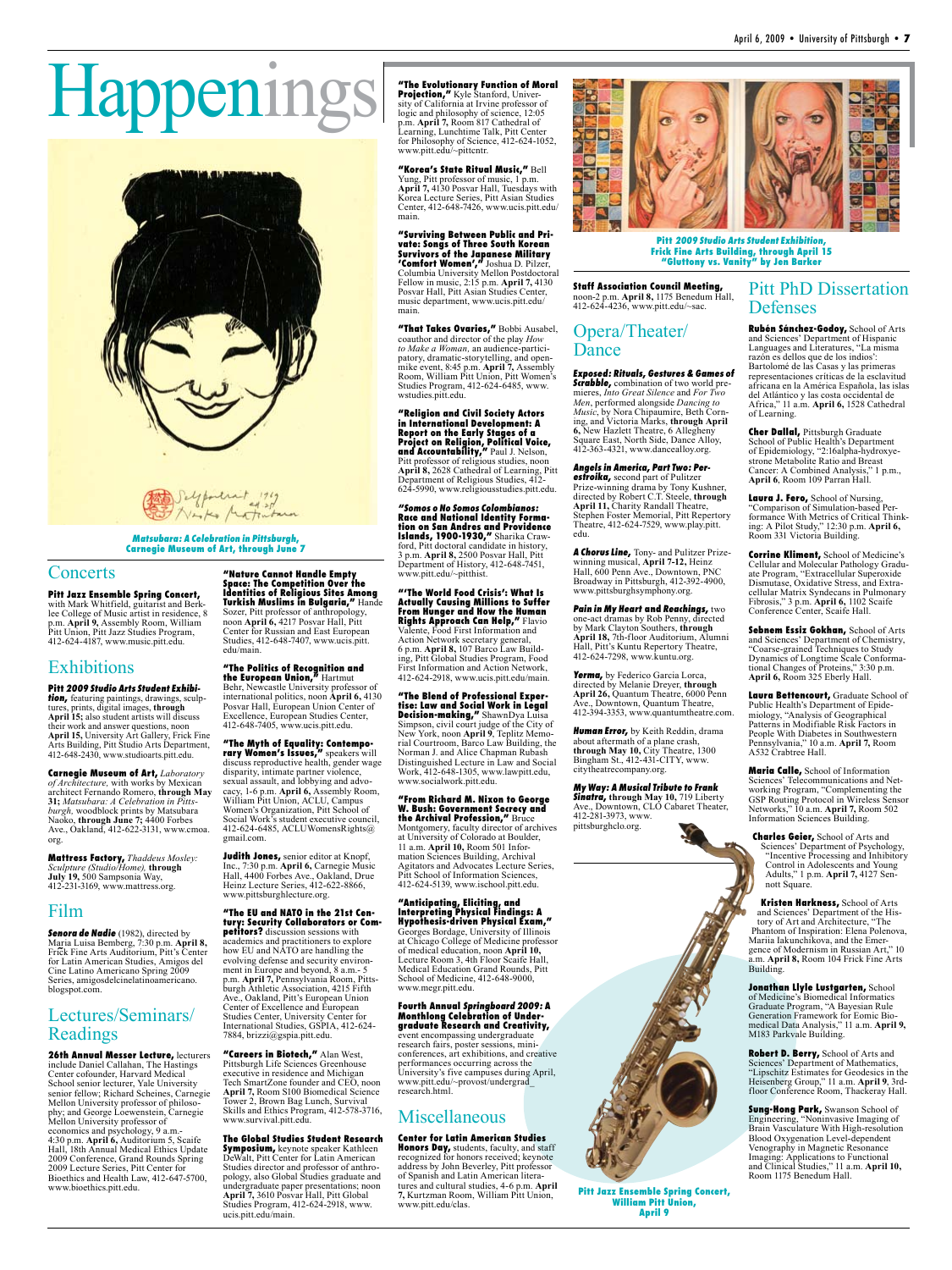# Happenings

*Matsubara: A Celebration in Pittsburgh, Carnegie Museum of Art, through June 7*

## Concerts

**Pitt Jazz Ensemble Spring Concert,** with Mark Whitfield, guitarist and Berklee College of Music artist in residence, 8 p.m. **April 9,** Assembly Room, William Pitt Union, Pitt Jazz Studies Program, 412-624-4187, www.music.pitt.edu.

## Exhibitions

***Pitt 2009 Studio Arts Student Exhibition,*** featuring paintings, drawings, sculptures, prints, digital images, **through April 15;** also student artists will discuss their work and answer questions, noon **April 15,** University Art Gallery, Frick Fine Arts Building, Pitt Studio Arts Department, 412-648-2430, www.studioarts.pitt.edu.

**Carnegie Museum of Art,** *Laboratory of Architecture,* with works by Mexican architect Fernando Romero, **through May 31;** *Matsubara: A Celebration in Pittsburgh,* woodblock prints by Matsubara Naoko, **through June 7;** 4400 Forbes Ave., Oakland, 412-622-3131, www.cmoa.org.

**Mattress Factory,** *Thaddeus Mosley: Sculpture (Studio/Home),* **through July 19,** 500 Sampsonia Way, 412-231-3169, www.mattress.org.

## Film

***Senora de Nadie*** (1982), directed by Maria Luisa Bemberg, 7:30 p.m. **April 8,** Frick Fine Arts Auditorium, Pitt's Center for Latin American Studies, Amigos del Cine Latino Americano Spring 2009 Series, amigosdelcinelatinoamericano.blogspot.com.

## Lectures/Seminars/Readings

**26th Annual Messer Lecture,** lecturers include Daniel Callahan, The Hastings Center cofounder, Harvard Medical School senior lecturer, Yale University senior fellow; Richard Scheines, Carnegie Mellon University professor of philosophy; and George Loewenstein, Carnegie Mellon University professor of economics and psychology, 9 a.m.-4:30 p.m. **April 6,** Auditorium 5, Scaife Hall, 18th Annual Medical Ethics Update 2009 Conference, Grand Rounds Spring 2009 Lecture Series, Pitt Center for Bioethics and Health Law, 412-647-5700, www.bioethics.pitt.edu.

**"Nature Cannot Handle Empty Space: The Competition Over the Identities of Religious Sites Among Turkish Muslims in Bulgaria,"** Hande Sozer, Pitt professor of anthropology, noon **April 6,** 4217 Posvar Hall, Pitt Center for Russian and East European Studies, 412-648-7407, www.ucis.pitt.edu/main.

**"The Politics of Recognition and the European Union,"** Hartmut Behr, Newcastle University professor of international politics, noon **April 6,** 4130 Posvar Hall, European Union Center of Excellence, European Studies Center, 412-648-7405, www.ucis.pitt.edu.

**"The Myth of Equality: Contemporary Women's Issues,"** speakers will discuss reproductive health, gender wage disparity, intimate partner violence, sexual assault, and lobbying and advocacy, 1-6 p.m. **April 6,** Assembly Room, William Pitt Union, ACLU, Campus Women's Organization, Pitt School of Social Work's student executive council, 412-624-6485, ACLUWomensRights@gmail.com.

**Judith Jones,** senior editor at Knopf, Inc., 7:30 p.m. **April 6,** Carnegie Music Hall, 4400 Forbes Ave., Oakland, Drue Heinz Lecture Series, 412-622-8866, www.pittsburghlecture.org.

**"The EU and NATO in the 21st Century: Security Collaborators or Competitors?** discussion sessions with academics and practitioners to explore how EU and NATO are handling the evolving defense and security environment in Europe and beyond, 8 a.m.- 5 p.m. **April 7,** Pennsylvania Room, Pittsburgh Athletic Association, 4215 Fifth Ave., Oakland, Pitt's European Union Center of Excellence and European Studies Center, University Center for International Studies, GSPIA, 412-624-7884, brizzi@gspia.pitt.edu.

**"Careers in Biotech,"** Alan West, Pittsburgh Life Sciences Greenhouse executive in residence and Michigan Tech SmartZone founder and CEO, noon **April 7,** Room S100 Biomedical Science Tower 2, Brown Bag Lunch, Survival Skills and Ethics Program, 412-578-3716, www.survival.pitt.edu.

**The Global Studies Student Research Symposium,** keynote speaker Kathleen DeWalt, Pitt Center for Latin American Studies director and professor of anthropology, also Global Studies graduate and undergraduate paper presentations; noon **April 7,** 3610 Posvar Hall, Pitt Global Studies Program, 412-624-2918, www.ucis.pitt.edu/main.

**"The Evolutionary Function of Moral Projection,"** Kyle Stanford, University of California at Irvine professor of logic and philosophy of science, 12:05 p.m. **April 7,** Room 817 Cathedral of Learning, Lunchtime Talk, Pitt Center for Philosophy of Science, 412-624-1052, www.pitt.edu/~pittcntr.

**"Korea's State Ritual Music,"** Bell Yung, Pitt professor of music, 1 p.m. **April 7,** 4130 Posvar Hall, Tuesdays with Korea Lecture Series, Pitt Asian Studies Center, 412-648-7426, www.ucis.pitt.edu/main.

**"Surviving Between Public and Private: Songs of Three South Korean Survivors of the Japanese Military 'Comfort Women',"** Joshua D. Pilzer, Columbia University Mellon Postdoctoral Fellow in music, 2:15 p.m. **April 7,** 4130 Posvar Hall, Pitt Asian Studies Center, music department, www.ucis.pitt.edu/main.

**"That Takes Ovaries,"** Bobbi Ausabel, coauthor and director of the play *How to Make a Woman,* an audience-participatory, dramatic-storytelling, and open-mike event, 8:45 p.m. **April 7,** Assembly Room, William Pitt Union, Pitt Women's Studies Program, 412-624-6485, www.wstudies.pitt.edu.

**"Religion and Civil Society Actors in International Development: A Report on the Early Stages of a Project on Religion, Political Voice, and Accountability,"** Paul J. Nelson, Pitt professor of religious studies, noon **April 8,** 2628 Cathedral of Learning, Pitt Department of Religious Studies, 412-624-5990, www.religiousstudies.pitt.edu.

**"*Somos o No Somos Colombianos:* Race and National Identity Formation on San Andres and Providence Islands, 1900-1930,"** Sharika Crawford, Pitt doctoral candidate in history, 3 p.m. **April 8,** 2500 Posvar Hall, Pitt Department of History, 412-648-7451, www.pitt.edu/~pitthist.

**"'The World Food Crisis': What Is Actually Causing Millions to Suffer From Hunger and How the Human Rights Approach Can Help,"** Flavio Valente, Food First Information and Action Network secretary general, 6 p.m. **April 8,** 107 Barco Law Building, Pitt Global Studies Program, Food First Information and Action Network, 412-624-2918, www.ucis.pitt.edu/main.

**"The Blend of Professional Expertise: Law and Social Work in Legal Decision-making,"** ShawnDya Luisa Simpson, civil court judge of the City of New York, noon **April 9,** Teplitz Memorial Courtroom, Barco Law Building, the Norman J. and Alice Chapman Rubash Distinguished Lecture in Law and Social Work, 412-648-1305, www.lawpitt.edu, www.socialwork.pitt.edu.

**"From Richard M. Nixon to George W. Bush: Government Secrecy and the Archival Profession,"** Bruce Montgomery, faculty director of archives at University of Colorado at Boulder, 11 a.m. **April 10,** Room 501 Information Sciences Building, Archival Agitators and Advocates Lecture Series, Pitt School of Information Sciences, 412-624-5139, www.ischool.pitt.edu.

**"Anticipating, Eliciting, and Interpreting Physical Findings: A Hypothesis-driven Physical Exam,"** Georges Bordage, University of Illinois at Chicago College of Medicine professor of medical education, noon **April 10,** Lecture Room 3, 4th Floor Scaife Hall, Medical Education Grand Rounds, Pitt School of Medicine, 412-648-9000, www.megr.pitt.edu.

**Fourth Annual *Springboard 2009:* A Monthlong Celebration of Undergraduate Research and Creativity,** event encompassing undergraduate research fairs, poster sessions, mini-conferences, art exhibitions, and creative performances occurring across the University's five campuses during April, www.pitt.edu/~provost/undergrad_research.html.

## Miscellaneous

**Center for Latin American Studies Honors Day,** students, faculty, and staff recognized for honors received; keynote address by John Beverley, Pitt professor of Spanish and Latin American literatures and cultural studies, 4-6 p.m. **April 7,** Kurtzman Room, William Pitt Union, www.pitt.edu/clas.

*Pitt 2009 Studio Arts Student Exhibition, Frick Fine Arts Building, through April 15 "Gluttony vs. Vanity" by Jen Barker*

**Staff Association Council Meeting,** noon-2 p.m. **April 8,** 1175 Benedum Hall, 412-624-4236, www.pitt.edu/~sac.

## Opera/Theater/Dance

***Exposed: Rituals, Gestures & Games of Scrabble,*** combination of two world premieres, *Into Great Silence* and *For Two Men,* performed alongside *Dancing to Music,* by Nora Chipaumire, Beth Corning, and Victoria Marks, **through April 6,** New Hazlett Theatre, 6 Allegheny Square East, North Side, Dance Alloy, 412-363-4321, www.dancealloy.org.

***Angels in America, Part Two: Perestroika,*** second part of Pulitzer Prize-winning drama by Tony Kushner, directed by Robert C.T. Steele, **through April 11,** Charity Randall Theatre, Stephen Foster Memorial, Pitt Repertory Theatre, 412-624-7529, www.play.pitt.edu.

***A Chorus Line,*** Tony- and Pulitzer Prize-winning musical, **April 7-12,** Heinz Hall, 600 Penn Ave., Downtown, PNC Broadway in Pittsburgh, 412-392-4900, www.pittsburghsymphony.org.

***Pain in My Heart* and *Reachings,*** two one-act dramas by Rob Penny, directed by Mark Clayton Southers, **through April 18,** 7th-floor Auditorium, Alumni Hall, Pitt's Kuntu Repertory Theatre, 412-624-7298, www.kuntu.org.

***Yerma,*** by Federico Garcia Lorca, directed by Melanie Dreyer, **through April 26,** Quantum Theatre, 6000 Penn Ave., Downtown, Quantum Theatre, 412-394-3353, www.quantumtheatre.com.

***Human Error,*** by Keith Reddin, drama about aftermath of a plane crash, **through May 10,** City Theatre, 1300 Bingham St., 412-431-CITY, www.citytheatrecompany.org.

***My Way: A Musical Tribute to Frank Sinatra,*** **through May 10,** 719 Liberty Ave., Downtown, CLO Cabaret Theater, 412-281-3973, www.pittsburghclo.org.

*Pitt Jazz Ensemble Spring Concert, William Pitt Union, April 9*

## Pitt PhD Dissertation Defenses

**Rubén Sánchez-Godoy,** School of Arts and Sciences' Department of Hispanic Languages and Literatures, "La misma razón es dellos que de los indios': Bartolomé de las Casas y las primeras representaciones críticas de la esclavitud africana en la América Española, las islas del Atlántico y la costa occidental de África," 11 a.m. **April 6,** 1528 Cathedral of Learning.

**Cher Dallal,** Pittsburgh Graduate School of Public Health's Department of Epidemiology, "2:16alpha-hydroxyestrone Metabolite Ratio and Breast Cancer: A Combined Analysis," 1 p.m., **April 6**, Room 109 Parran Hall.

**Laura J. Fero,** School of Nursing, "Comparison of Simulation-based Performance With Metrics of Critical Thinking: A Pilot Study," 12:30 p.m. **April 6,** Room 331 Victoria Building.

**Corrine Kliment,** School of Medicine's Cellular and Molecular Pathology Graduate Program, "Extracellular Superoxide Dismutase, Oxidative Stress, and Extracellular Matrix Syndecans in Pulmonary Fibrosis," 3 p.m. **April 6,** 1102 Scaife Conference Center, Scaife Hall.

**Sebnem Essiz Gokhan,** School of Arts and Sciences' Department of Chemistry, "Coarse-grained Techniques to Study Dynamics of Longtime Scale Conformational Changes of Proteins," 3:30 p.m. **April 6,** Room 325 Eberly Hall.

**Laura Bettencourt,** Graduate School of Public Health's Department of Epidemiology, "Analysis of Geographical Patterns in Modifiable Risk Factors in People With Diabetes in Southwestern Pennsylvania," 10 a.m. **April 7,** Room A532 Crabtree Hall.

**Maria Calle,** School of Information Sciences' Telecommunications and Networking Program, "Complementing the GSP Routing Protocol in Wireless Sensor Networks," 10 a.m. **April 7,** Room 502 Information Sciences Building.

**Charles Geier,** School of Arts and Sciences' Department of Psychology, "Incentive Processing and Inhibitory Control in Adolescents and Young Adults," 1 p.m. **April 7,** 4127 Sennott Square.

**Kristen Harkness,** School of Arts and Sciences' Department of the History of Art and Architecture, "The Phantom of Inspiration: Elena Polenova, Mariia Iakunchikova, and the Emergence of Modernism in Russian Art," 10 a.m. **April 8,** Room 104 Frick Fine Arts Building.

**Jonathan Llyle Lustgarten,** School of Medicine's Biomedical Informatics Graduate Program, "A Bayesian Rule Generation Framework for Eomic Biomedical Data Analysis," 11 a.m. **April 9,** M183 Parkvale Building.

**Robert D. Berry,** School of Arts and Sciences' Department of Mathematics, "Lipschitz Estimates for Geodesics in the Heisenberg Group," 11 a.m. **April 9**, 3rd-floor Conference Room, Thackeray Hall.

**Sung-Hong Park,** Swanson School of Engineering, "Noninvasive Imaging of Brain Vasculature With High-resolution Blood Oxygenation Level-dependent Venography in Magnetic Resonance Imaging: Applications to Functional and Clinical Studies," 11 a.m. **April 10,** Room 1175 Benedum Hall.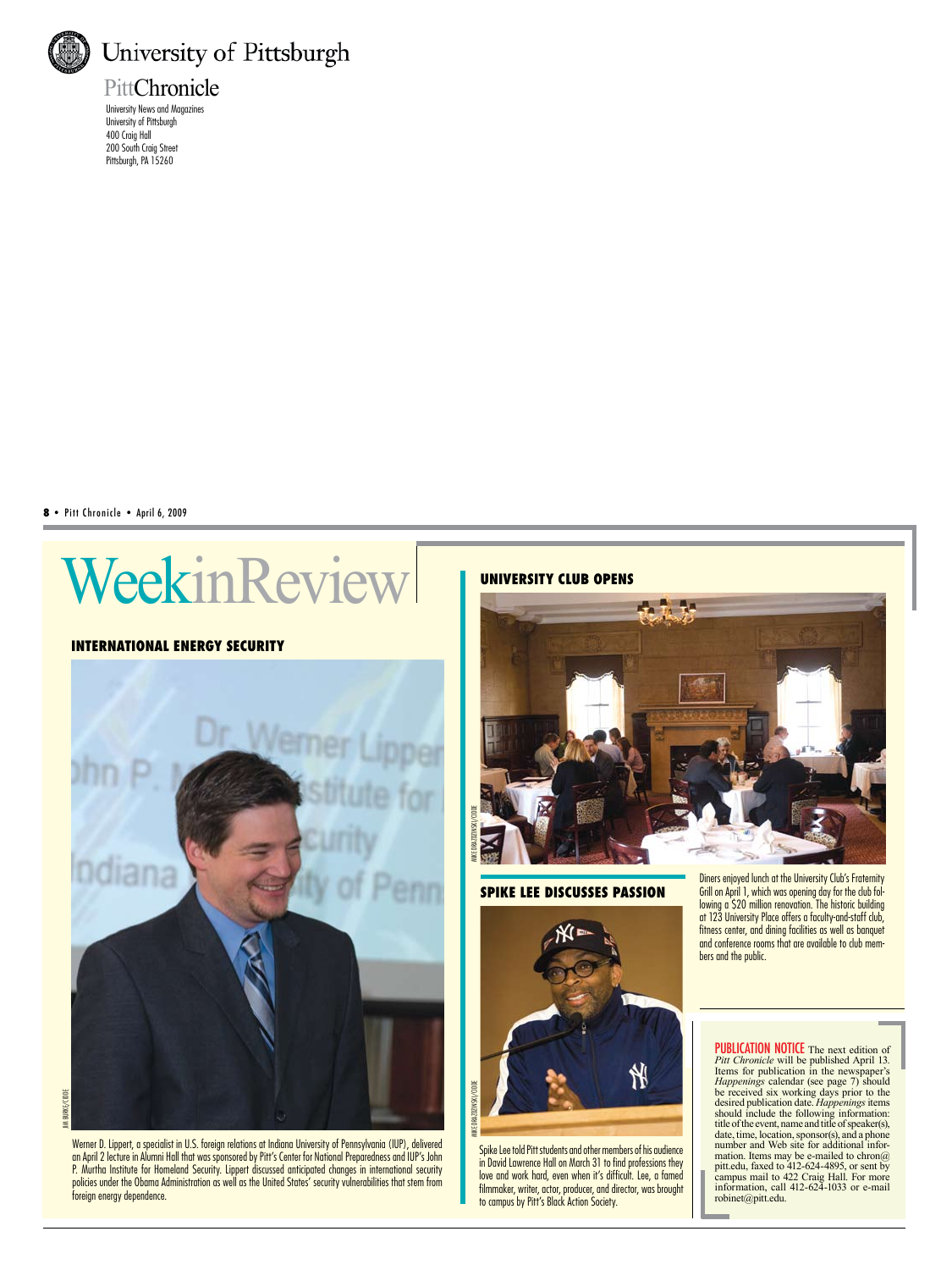University of Pittsburgh

PittChronicle

University News and Magazines
University of Pittsburgh
400 Craig Hall
200 South Craig Street
Pittsburgh, PA 15260

# WeekinReview

## INTERNATIONAL ENERGY SECURITY

JIM BURKE/CIDDE

Werner D. Lippert, a specialist in U.S. foreign relations at Indiana University of Pennsylvania (IUP), delivered an April 2 lecture in Alumni Hall that was sponsored by Pitt's Center for National Preparedness and IUP's John P. Murtha Institute for Homeland Security. Lippert discussed anticipated changes in international security policies under the Obama Administration as well as the United States' security vulnerabilities that stem from foreign energy dependence.

## UNIVERSITY CLUB OPENS

MIKE DRAZDZINSKI/CIDDE

Diners enjoyed lunch at the University Club's Fraternity Grill on April 1, which was opening day for the club following a $20 million renovation. The historic building at 123 University Place offers a faculty-and-staff club, fitness center, and dining facilities as well as banquet and conference rooms that are available to club members and the public.

## SPIKE LEE DISCUSSES PASSION

MIKE DRAZDZINSKI/CIDDE

Spike Lee told Pitt students and other members of his audience in David Lawrence Hall on March 31 to find professions they love and work hard, even when it's difficult. Lee, a famed filmmaker, writer, actor, producer, and director, was brought to campus by Pitt's Black Action Society.

**PUBLICATION NOTICE** The next edition of *Pitt Chronicle* will be published April 13. Items for publication in the newspaper's *Happenings* calendar (see page 7) should be received six working days prior to the desired publication date. *Happenings* items should include the following information: title of the event, name and title of speaker(s), date, time, location, sponsor(s), and a phone number and Web site for additional information. Items may be e-mailed to chron@pitt.edu, faxed to 412-624-4895, or sent by campus mail to 422 Craig Hall. For more information, call 412-624-1033 or e-mail robinet@pitt.edu.